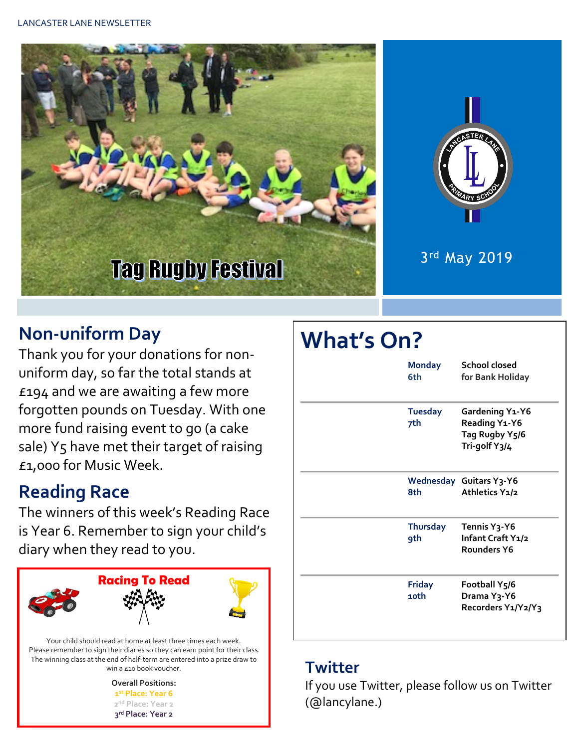# LANCASTER LANE NEWSLETTER

Tag Rugby Festival

3rd May 2019

## Non-uniform Day

Thank you for your donations for non-uniform day, so far the total stands at £194 and we are awaiting a few more forgotten pounds on Tuesday. With one more fund raising event to go (a cake sale) Y5 have met their target of raising £1,000 for Music Week.

## Reading Race

The winners of this week's Reading Race is Year 6. Remember to sign your child's diary when they read to you.

### Racing To Read

Your child should read at home at least three times each week. Please remember to sign their diaries so they can earn point for their class. The winning class at the end of half-term are entered into a prize draw to win a £10 book voucher.

**Overall Positions:**

**1st Place: Year 6**
**2nd Place: Year 2**
**3rd Place: Year 2**

# What's On?

| Day | Activities |
|---|---|
| Monday 6th | School closed for Bank Holiday |
| Tuesday 7th | Gardening Y1-Y6<br>Reading Y1-Y6<br>Tag Rugby Y5/6<br>Tri-golf Y3/4 |
| Wednesday 8th | Guitars Y3-Y6<br>Athletics Y1/2 |
| Thursday 9th | Tennis Y3-Y6<br>Infant Craft Y1/2<br>Rounders Y6 |
| Friday 10th | Football Y5/6<br>Drama Y3-Y6<br>Recorders Y1/Y2/Y3 |

## Twitter

If you use Twitter, please follow us on Twitter (@lancylane.)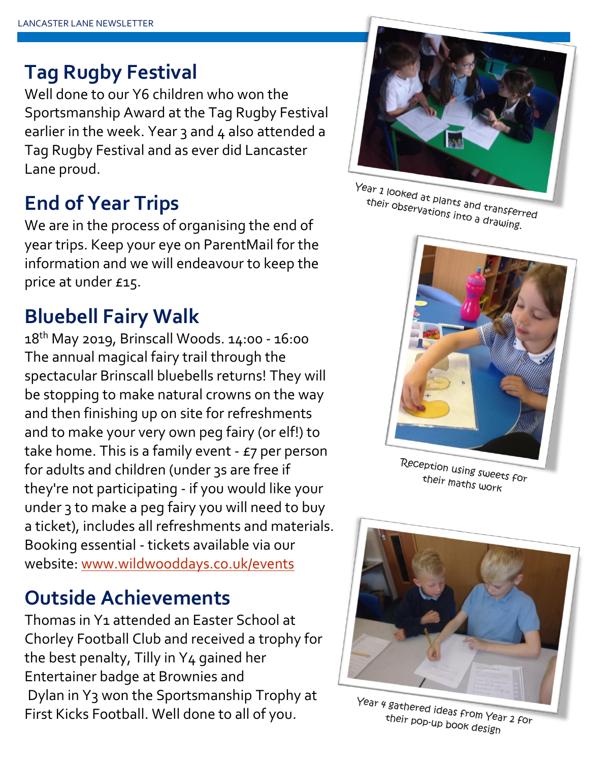## Tag Rugby Festival

Well done to our Y6 children who won the Sportsmanship Award at the Tag Rugby Festival earlier in the week. Year 3 and 4 also attended a Tag Rugby Festival and as ever did Lancaster Lane proud.

## End of Year Trips

We are in the process of organising the end of year trips. Keep your eye on ParentMail for the information and we will endeavour to keep the price at under £15.

## Bluebell Fairy Walk

18th May 2019, Brinscall Woods. 14:00 - 16:00
The annual magical fairy trail through the spectacular Brinscall bluebells returns! They will be stopping to make natural crowns on the way and then finishing up on site for refreshments and to make your very own peg fairy (or elf!) to take home. This is a family event - £7 per person for adults and children (under 3s are free if they're not participating - if you would like your under 3 to make a peg fairy you will need to buy a ticket), includes all refreshments and materials. Booking essential - tickets available via our website: www.wildwooddays.co.uk/events

## Outside Achievements

Thomas in Y1 attended an Easter School at Chorley Football Club and received a trophy for the best penalty, Tilly in Y4 gained her Entertainer badge at Brownies and Dylan in Y3 won the Sportsmanship Trophy at First Kicks Football. Well done to all of you.

Year 1 looked at plants and transferred their observations into a drawing.

Reception using sweets for their maths work

Year 4 gathered ideas from Year 2 for their pop-up book design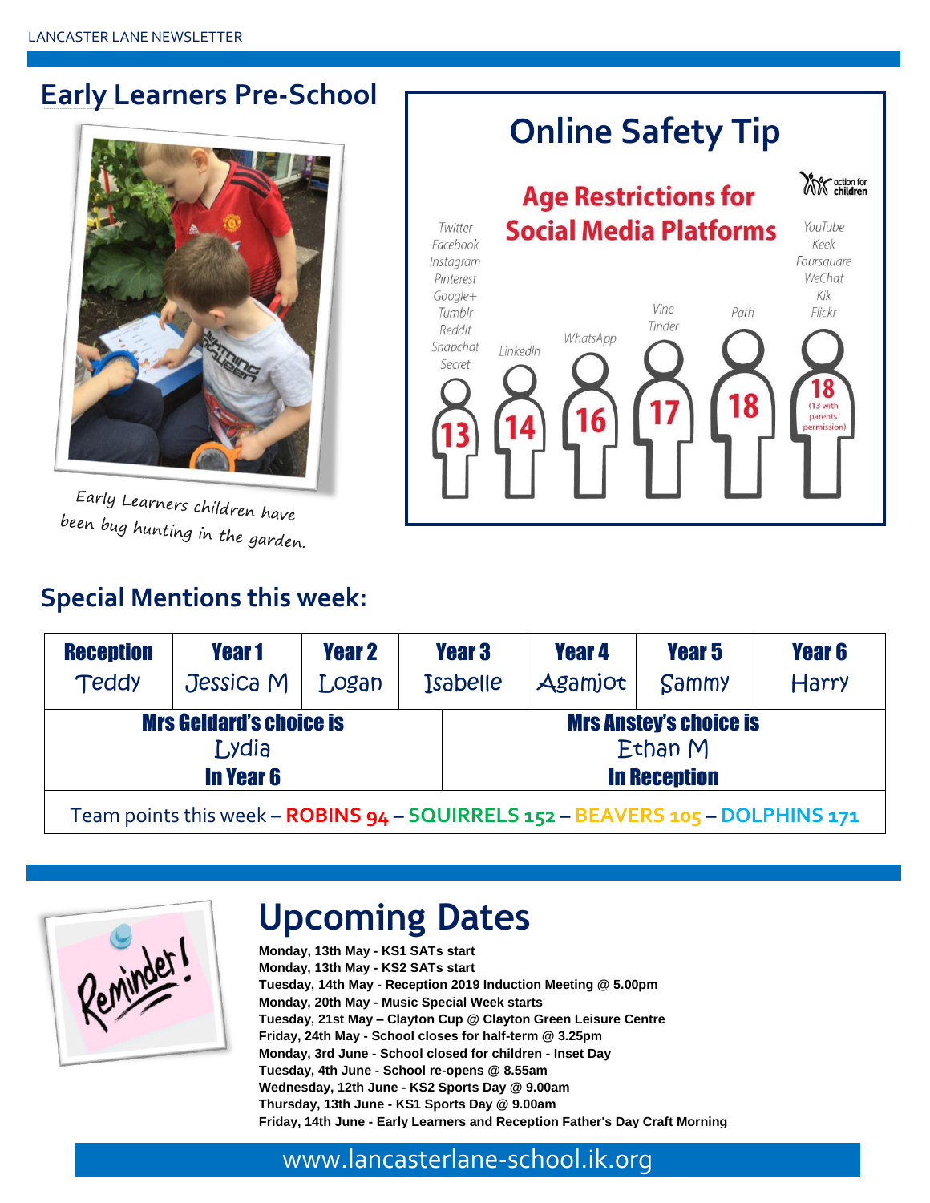## Early Learners Pre-School

Early Learners children have been bug hunting in the garden.

## Online Safety Tip

**Age Restrictions for Social Media Platforms**

action for children

13: Twitter, Facebook, Instagram, Pinterest, Google+, Tumblr, Reddit, Snapchat, Secret

14: LinkedIn

16: WhatsApp

17: Vine, Tinder

18: Path

18 (13 with parents' permission): YouTube, Keek, Foursquare, WeChat, Kik, Flickr

## Special Mentions this week:

| Reception | Year 1 | Year 2 | Year 3 | Year 4 | Year 5 | Year 6 |
|---|---|---|---|---|---|---|
| Teddy | Jessica M | Logan | Isabelle | Agamjot | Sammy | Harry |

| Mrs Geldard's choice is | Mrs Anstey's choice is |
|---|---|
| Lydia | Ethan M |
| In Year 6 | In Reception |

Team points this week – **ROBINS 94** – **SQUIRRELS 152** – **BEAVERS 105** – **DOLPHINS 171**

## Upcoming Dates

Reminder!

**Monday, 13th May - KS1 SATs start**
**Monday, 13th May - KS2 SATs start**
**Tuesday, 14th May - Reception 2019 Induction Meeting @ 5.00pm**
**Monday, 20th May - Music Special Week starts**
**Tuesday, 21st May – Clayton Cup @ Clayton Green Leisure Centre**
**Friday, 24th May - School closes for half-term @ 3.25pm**
**Monday, 3rd June - School closed for children - Inset Day**
**Tuesday, 4th June - School re-opens @ 8.55am**
**Wednesday, 12th June - KS2 Sports Day @ 9.00am**
**Thursday, 13th June - KS1 Sports Day @ 9.00am**
**Friday, 14th June - Early Learners and Reception Father's Day Craft Morning**

www.lancasterlane-school.ik.org